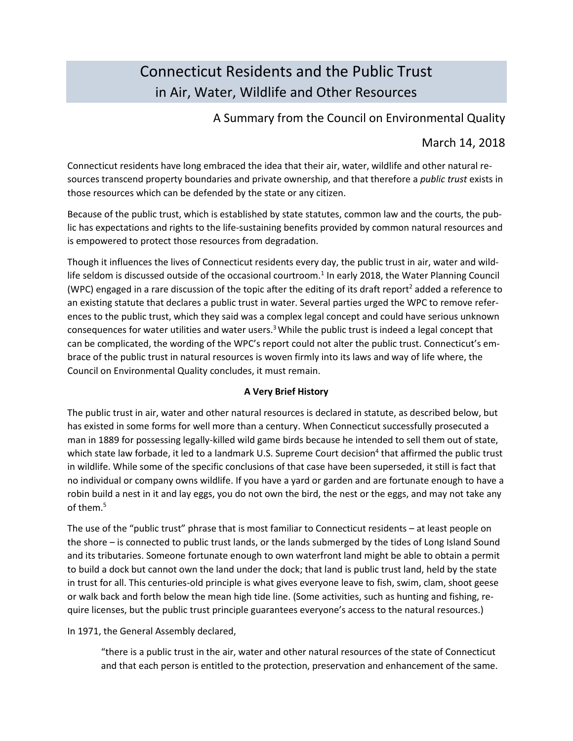# Connecticut Residents and the Public Trust
## in Air, Water, Wildlife and Other Resources

### A Summary from the Council on Environmental Quality

March 14, 2018

Connecticut residents have long embraced the idea that their air, water, wildlife and other natural resources transcend property boundaries and private ownership, and that therefore a *public trust* exists in those resources which can be defended by the state or any citizen.

Because of the public trust, which is established by state statutes, common law and the courts, the public has expectations and rights to the life-sustaining benefits provided by common natural resources and is empowered to protect those resources from degradation.

Though it influences the lives of Connecticut residents every day, the public trust in air, water and wildlife seldom is discussed outside of the occasional courtroom.[1] In early 2018, the Water Planning Council (WPC) engaged in a rare discussion of the topic after the editing of its draft report[2] added a reference to an existing statute that declares a public trust in water. Several parties urged the WPC to remove references to the public trust, which they said was a complex legal concept and could have serious unknown consequences for water utilities and water users.[3] While the public trust is indeed a legal concept that can be complicated, the wording of the WPC's report could not alter the public trust. Connecticut's embrace of the public trust in natural resources is woven firmly into its laws and way of life where, the Council on Environmental Quality concludes, it must remain.

**A Very Brief History**

The public trust in air, water and other natural resources is declared in statute, as described below, but has existed in some forms for well more than a century. When Connecticut successfully prosecuted a man in 1889 for possessing legally-killed wild game birds because he intended to sell them out of state, which state law forbade, it led to a landmark U.S. Supreme Court decision[4] that affirmed the public trust in wildlife. While some of the specific conclusions of that case have been superseded, it still is fact that no individual or company owns wildlife. If you have a yard or garden and are fortunate enough to have a robin build a nest in it and lay eggs, you do not own the bird, the nest or the eggs, and may not take any of them.[5]

The use of the "public trust" phrase that is most familiar to Connecticut residents – at least people on the shore – is connected to public trust lands, or the lands submerged by the tides of Long Island Sound and its tributaries. Someone fortunate enough to own waterfront land might be able to obtain a permit to build a dock but cannot own the land under the dock; that land is public trust land, held by the state in trust for all. This centuries-old principle is what gives everyone leave to fish, swim, clam, shoot geese or walk back and forth below the mean high tide line. (Some activities, such as hunting and fishing, require licenses, but the public trust principle guarantees everyone's access to the natural resources.)

In 1971, the General Assembly declared,

> "there is a public trust in the air, water and other natural resources of the state of Connecticut and that each person is entitled to the protection, preservation and enhancement of the same.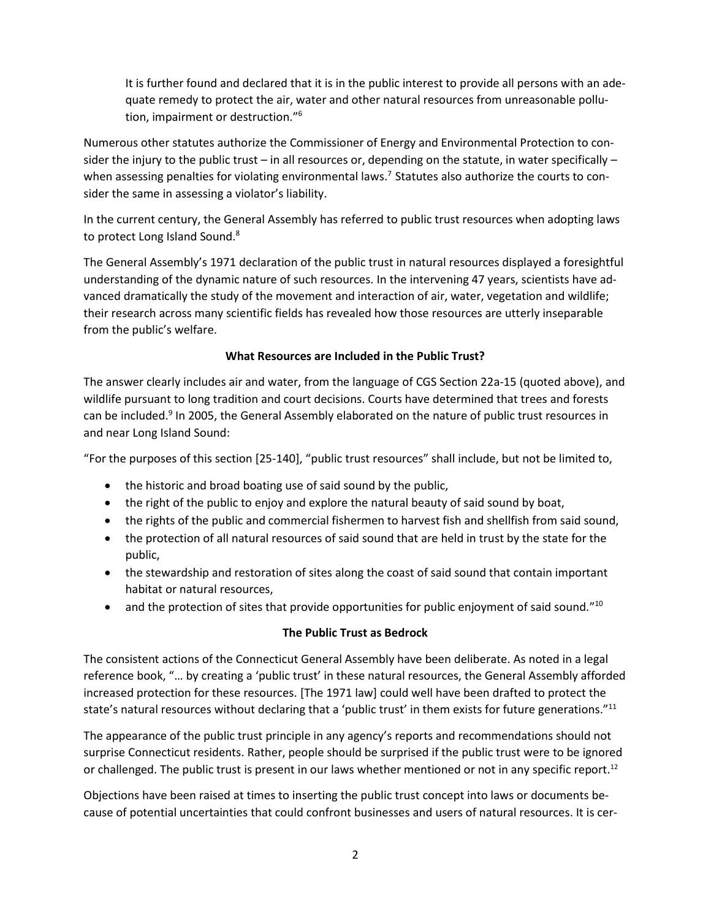It is further found and declared that it is in the public interest to provide all persons with an adequate remedy to protect the air, water and other natural resources from unreasonable pollution, impairment or destruction."[6]

Numerous other statutes authorize the Commissioner of Energy and Environmental Protection to consider the injury to the public trust – in all resources or, depending on the statute, in water specifically – when assessing penalties for violating environmental laws.[7] Statutes also authorize the courts to consider the same in assessing a violator's liability.

In the current century, the General Assembly has referred to public trust resources when adopting laws to protect Long Island Sound.[8]

The General Assembly's 1971 declaration of the public trust in natural resources displayed a foresightful understanding of the dynamic nature of such resources. In the intervening 47 years, scientists have advanced dramatically the study of the movement and interaction of air, water, vegetation and wildlife; their research across many scientific fields has revealed how those resources are utterly inseparable from the public's welfare.

**What Resources are Included in the Public Trust?**

The answer clearly includes air and water, from the language of CGS Section 22a-15 (quoted above), and wildlife pursuant to long tradition and court decisions. Courts have determined that trees and forests can be included.[9] In 2005, the General Assembly elaborated on the nature of public trust resources in and near Long Island Sound:

"For the purposes of this section [25-140], "public trust resources" shall include, but not be limited to,

- the historic and broad boating use of said sound by the public,
- the right of the public to enjoy and explore the natural beauty of said sound by boat,
- the rights of the public and commercial fishermen to harvest fish and shellfish from said sound,
- the protection of all natural resources of said sound that are held in trust by the state for the public,
- the stewardship and restoration of sites along the coast of said sound that contain important habitat or natural resources,
- and the protection of sites that provide opportunities for public enjoyment of said sound."[10]

**The Public Trust as Bedrock**

The consistent actions of the Connecticut General Assembly have been deliberate. As noted in a legal reference book, "… by creating a 'public trust' in these natural resources, the General Assembly afforded increased protection for these resources. [The 1971 law] could well have been drafted to protect the state's natural resources without declaring that a 'public trust' in them exists for future generations."[11]

The appearance of the public trust principle in any agency's reports and recommendations should not surprise Connecticut residents. Rather, people should be surprised if the public trust were to be ignored or challenged. The public trust is present in our laws whether mentioned or not in any specific report.[12]

Objections have been raised at times to inserting the public trust concept into laws or documents because of potential uncertainties that could confront businesses and users of natural resources. It is cer-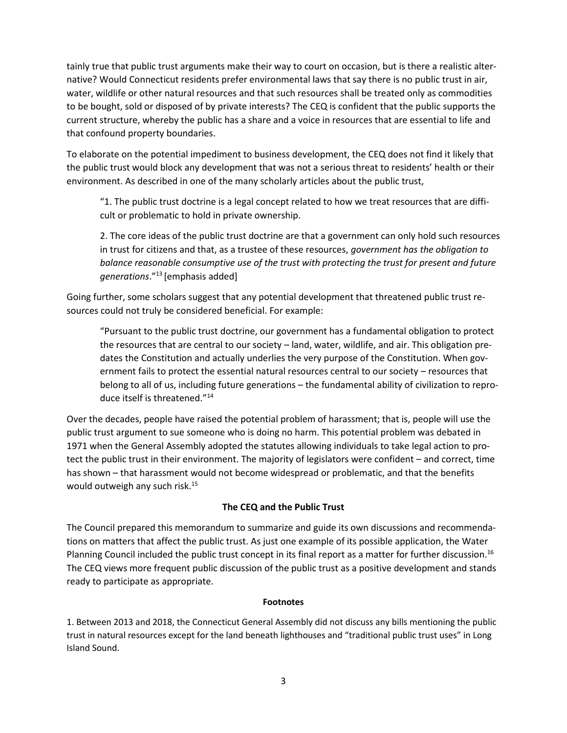tainly true that public trust arguments make their way to court on occasion, but is there a realistic alternative? Would Connecticut residents prefer environmental laws that say there is no public trust in air, water, wildlife or other natural resources and that such resources shall be treated only as commodities to be bought, sold or disposed of by private interests? The CEQ is confident that the public supports the current structure, whereby the public has a share and a voice in resources that are essential to life and that confound property boundaries.

To elaborate on the potential impediment to business development, the CEQ does not find it likely that the public trust would block any development that was not a serious threat to residents' health or their environment. As described in one of the many scholarly articles about the public trust,

> "1. The public trust doctrine is a legal concept related to how we treat resources that are difficult or problematic to hold in private ownership.
>
> 2. The core ideas of the public trust doctrine are that a government can only hold such resources in trust for citizens and that, as a trustee of these resources, *government has the obligation to balance reasonable consumptive use of the trust with protecting the trust for present and future generations*."[13] [emphasis added]

Going further, some scholars suggest that any potential development that threatened public trust resources could not truly be considered beneficial. For example:

> "Pursuant to the public trust doctrine, our government has a fundamental obligation to protect the resources that are central to our society – land, water, wildlife, and air. This obligation predates the Constitution and actually underlies the very purpose of the Constitution. When government fails to protect the essential natural resources central to our society – resources that belong to all of us, including future generations – the fundamental ability of civilization to reproduce itself is threatened."[14]

Over the decades, people have raised the potential problem of harassment; that is, people will use the public trust argument to sue someone who is doing no harm. This potential problem was debated in 1971 when the General Assembly adopted the statutes allowing individuals to take legal action to protect the public trust in their environment. The majority of legislators were confident – and correct, time has shown – that harassment would not become widespread or problematic, and that the benefits would outweigh any such risk.[15]

## The CEQ and the Public Trust

The Council prepared this memorandum to summarize and guide its own discussions and recommendations on matters that affect the public trust. As just one example of its possible application, the Water Planning Council included the public trust concept in its final report as a matter for further discussion.[16] The CEQ views more frequent public discussion of the public trust as a positive development and stands ready to participate as appropriate.

## Footnotes

1. Between 2013 and 2018, the Connecticut General Assembly did not discuss any bills mentioning the public trust in natural resources except for the land beneath lighthouses and "traditional public trust uses" in Long Island Sound.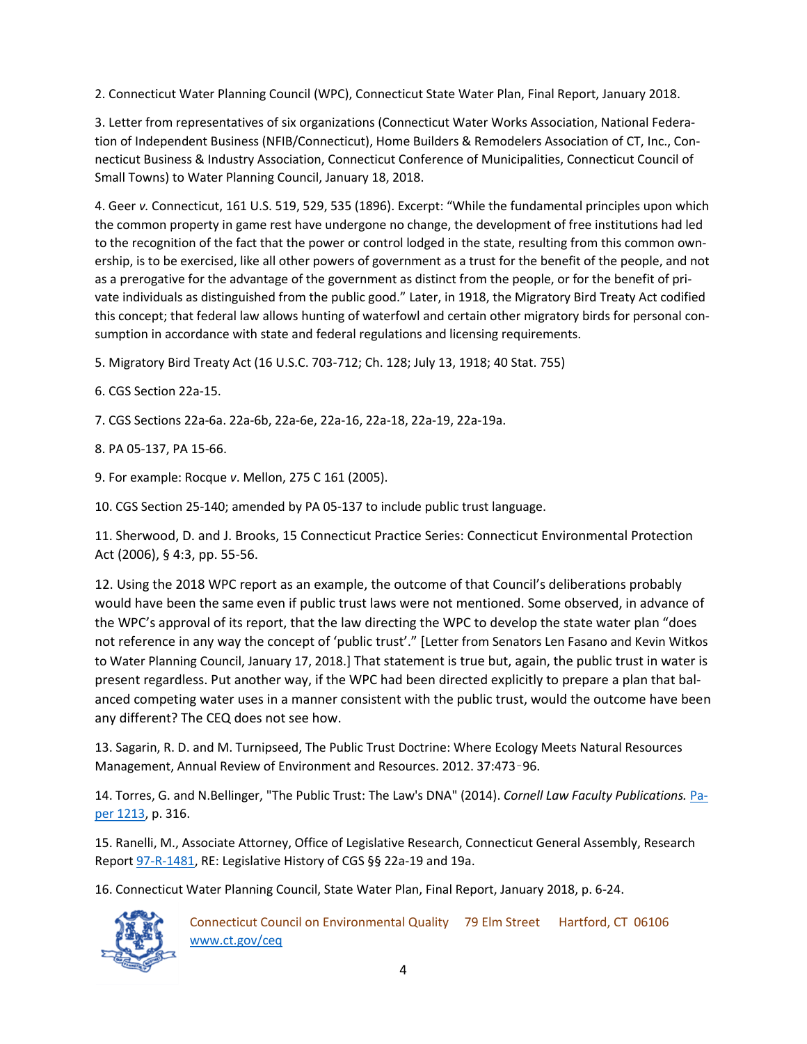2. Connecticut Water Planning Council (WPC), Connecticut State Water Plan, Final Report, January 2018.

3. Letter from representatives of six organizations (Connecticut Water Works Association, National Federation of Independent Business (NFIB/Connecticut), Home Builders & Remodelers Association of CT, Inc., Connecticut Business & Industry Association, Connecticut Conference of Municipalities, Connecticut Council of Small Towns) to Water Planning Council, January 18, 2018.

4. Geer *v.* Connecticut, 161 U.S. 519, 529, 535 (1896). Excerpt: "While the fundamental principles upon which the common property in game rest have undergone no change, the development of free institutions had led to the recognition of the fact that the power or control lodged in the state, resulting from this common ownership, is to be exercised, like all other powers of government as a trust for the benefit of the people, and not as a prerogative for the advantage of the government as distinct from the people, or for the benefit of private individuals as distinguished from the public good." Later, in 1918, the Migratory Bird Treaty Act codified this concept; that federal law allows hunting of waterfowl and certain other migratory birds for personal consumption in accordance with state and federal regulations and licensing requirements.

5. Migratory Bird Treaty Act (16 U.S.C. 703-712; Ch. 128; July 13, 1918; 40 Stat. 755)

6. CGS Section 22a-15.

7. CGS Sections 22a-6a. 22a-6b, 22a-6e, 22a-16, 22a-18, 22a-19, 22a-19a.

8. PA 05-137, PA 15-66.

9. For example: Rocque *v*. Mellon, 275 C 161 (2005).

10. CGS Section 25-140; amended by PA 05-137 to include public trust language.

11. Sherwood, D. and J. Brooks, 15 Connecticut Practice Series: Connecticut Environmental Protection Act (2006), § 4:3, pp. 55-56.

12. Using the 2018 WPC report as an example, the outcome of that Council's deliberations probably would have been the same even if public trust laws were not mentioned. Some observed, in advance of the WPC's approval of its report, that the law directing the WPC to develop the state water plan "does not reference in any way the concept of 'public trust'." [Letter from Senators Len Fasano and Kevin Witkos to Water Planning Council, January 17, 2018.] That statement is true but, again, the public trust in water is present regardless. Put another way, if the WPC had been directed explicitly to prepare a plan that balanced competing water uses in a manner consistent with the public trust, would the outcome have been any different? The CEQ does not see how.

13. Sagarin, R. D. and M. Turnipseed, The Public Trust Doctrine: Where Ecology Meets Natural Resources Management, Annual Review of Environment and Resources. 2012. 37:473-96.

14. Torres, G. and N.Bellinger, "The Public Trust: The Law's DNA" (2014). *Cornell Law Faculty Publications.* Paper 1213, p. 316.

15. Ranelli, M., Associate Attorney, Office of Legislative Research, Connecticut General Assembly, Research Report 97-R-1481, RE: Legislative History of CGS §§ 22a-19 and 19a.

16. Connecticut Water Planning Council, State Water Plan, Final Report, January 2018, p. 6-24.